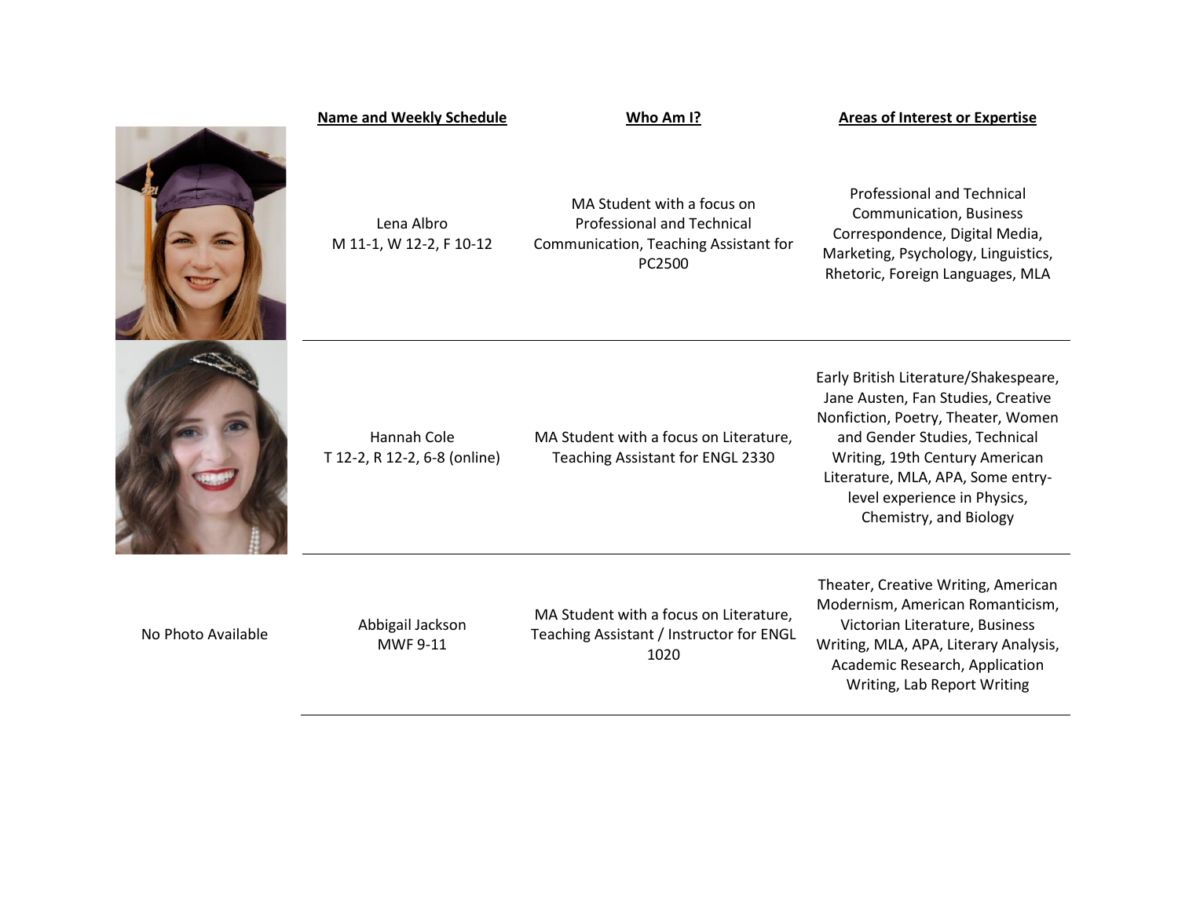| | Name and Weekly Schedule | Who Am I? | Areas of Interest or Expertise |
|---|---|---|---|
| | Lena Albro<br>M 11-1, W 12-2, F 10-12 | MA Student with a focus on Professional and Technical Communication, Teaching Assistant for PC2500 | Professional and Technical Communication, Business Correspondence, Digital Media, Marketing, Psychology, Linguistics, Rhetoric, Foreign Languages, MLA |
| | Hannah Cole<br>T 12-2, R 12-2, 6-8 (online) | MA Student with a focus on Literature, Teaching Assistant for ENGL 2330 | Early British Literature/Shakespeare, Jane Austen, Fan Studies, Creative Nonfiction, Poetry, Theater, Women and Gender Studies, Technical Writing, 19th Century American Literature, MLA, APA, Some entry-level experience in Physics, Chemistry, and Biology |
| No Photo Available | Abbigail Jackson<br>MWF 9-11 | MA Student with a focus on Literature, Teaching Assistant / Instructor for ENGL 1020 | Theater, Creative Writing, American Modernism, American Romanticism, Victorian Literature, Business Writing, MLA, APA, Literary Analysis, Academic Research, Application Writing, Lab Report Writing |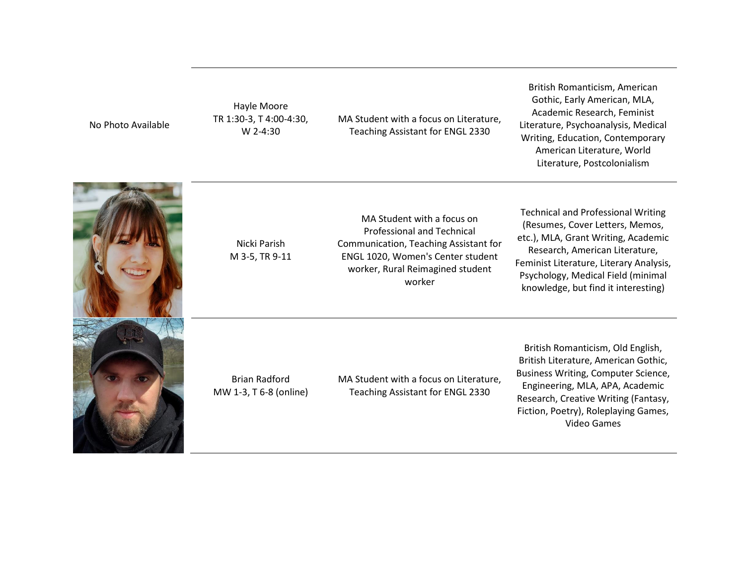| | | | |
|---|---|---|---|
| No Photo Available | Hayle Moore<br>TR 1:30-3, T 4:00-4:30, W 2-4:30 | MA Student with a focus on Literature, Teaching Assistant for ENGL 2330 | British Romanticism, American Gothic, Early American, MLA, Academic Research, Feminist Literature, Psychoanalysis, Medical Writing, Education, Contemporary American Literature, World Literature, Postcolonialism |
| | Nicki Parish<br>M 3-5, TR 9-11 | MA Student with a focus on Professional and Technical Communication, Teaching Assistant for ENGL 1020, Women's Center student worker, Rural Reimagined student worker | Technical and Professional Writing (Resumes, Cover Letters, Memos, etc.), MLA, Grant Writing, Academic Research, American Literature, Feminist Literature, Literary Analysis, Psychology, Medical Field (minimal knowledge, but find it interesting) |
| | Brian Radford<br>MW 1-3, T 6-8 (online) | MA Student with a focus on Literature, Teaching Assistant for ENGL 2330 | British Romanticism, Old English, British Literature, American Gothic, Business Writing, Computer Science, Engineering, MLA, APA, Academic Research, Creative Writing (Fantasy, Fiction, Poetry), Roleplaying Games, Video Games |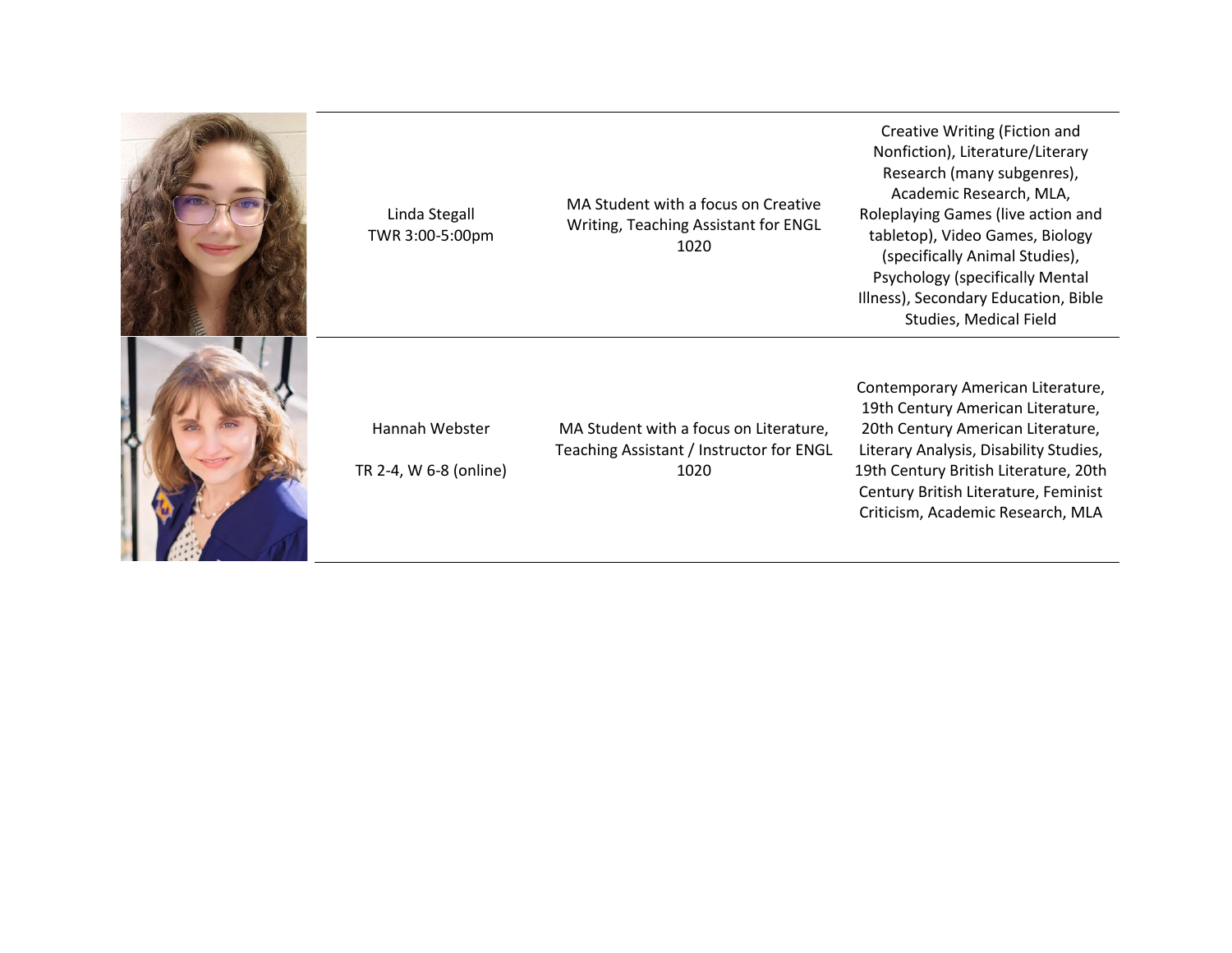| | | | |
|---|---|---|---|
| | Linda Stegall<br>TWR 3:00-5:00pm | MA Student with a focus on Creative Writing, Teaching Assistant for ENGL 1020 | Creative Writing (Fiction and Nonfiction), Literature/Literary Research (many subgenres), Academic Research, MLA, Roleplaying Games (live action and tabletop), Video Games, Biology (specifically Animal Studies), Psychology (specifically Mental Illness), Secondary Education, Bible Studies, Medical Field |
| | Hannah Webster<br><br>TR 2-4, W 6-8 (online) | MA Student with a focus on Literature, Teaching Assistant / Instructor for ENGL 1020 | Contemporary American Literature, 19th Century American Literature, 20th Century American Literature, Literary Analysis, Disability Studies, 19th Century British Literature, 20th Century British Literature, Feminist Criticism, Academic Research, MLA |